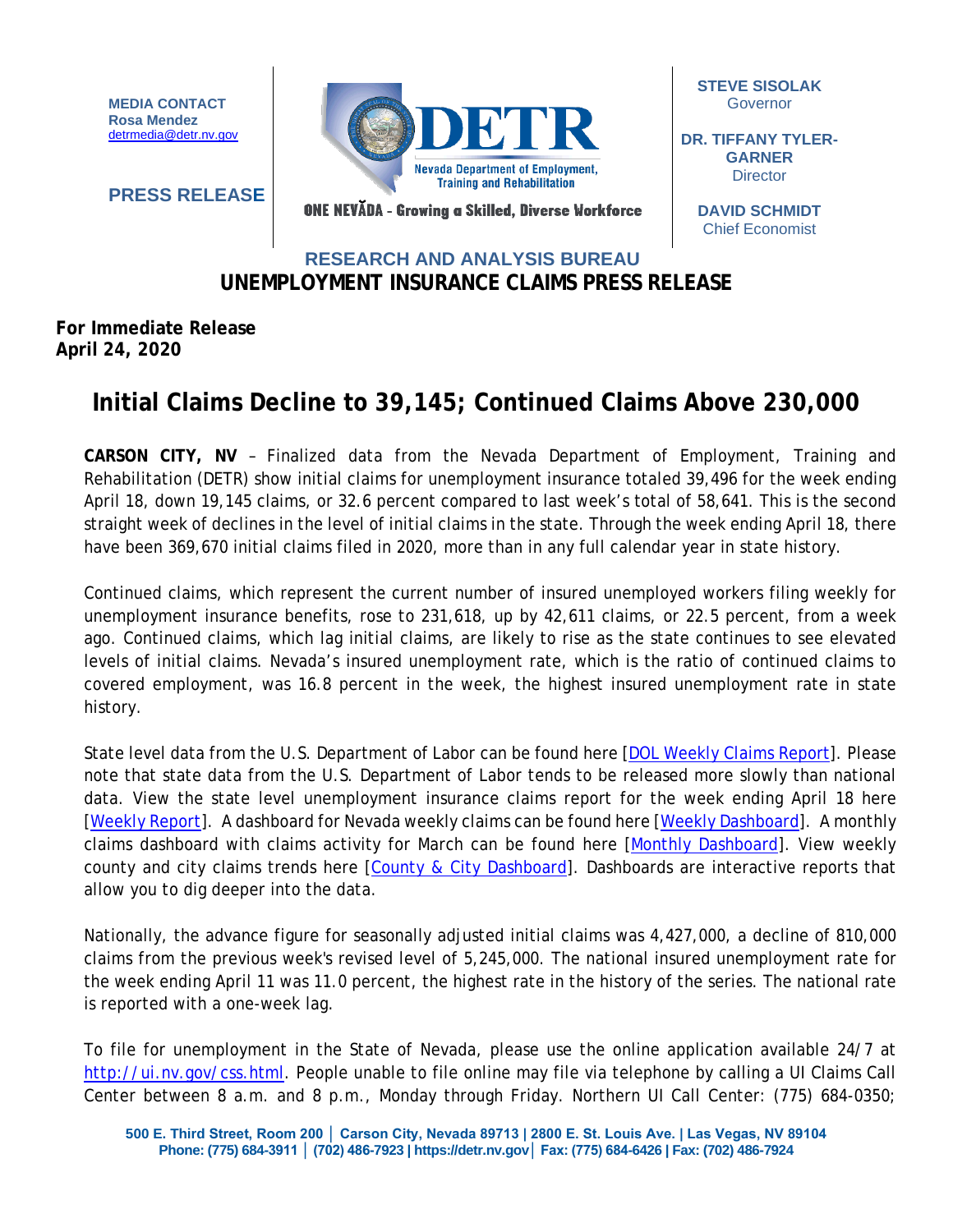MEDIA CONTACT
Rosa Mendez
detrmedia@detr.nv.gov

**PRESS RELEASE**

DETR
Nevada Department of Employment, Training and Rehabilitation

ONE NEVĂDA - Growing a Skilled, Diverse Workforce

**STEVE SISOLAK**
Governor

**DR. TIFFANY TYLER-GARNER**
Director

**DAVID SCHMIDT**
Chief Economist

## RESEARCH AND ANALYSIS BUREAU
## UNEMPLOYMENT INSURANCE CLAIMS PRESS RELEASE

**For Immediate Release**
**April 24, 2020**

# Initial Claims Decline to 39,145; Continued Claims Above 230,000

**CARSON CITY, NV** – Finalized data from the Nevada Department of Employment, Training and Rehabilitation (DETR) show initial claims for unemployment insurance totaled 39,496 for the week ending April 18, down 19,145 claims, or 32.6 percent compared to last week's total of 58,641. This is the second straight week of declines in the level of initial claims in the state. Through the week ending April 18, there have been 369,670 initial claims filed in 2020, more than in any full calendar year in state history.

Continued claims, which represent the current number of insured unemployed workers filing weekly for unemployment insurance benefits, rose to 231,618, up by 42,611 claims, or 22.5 percent, from a week ago. Continued claims, which lag initial claims, are likely to rise as the state continues to see elevated levels of initial claims. Nevada's insured unemployment rate, which is the ratio of continued claims to covered employment, was 16.8 percent in the week, the highest insured unemployment rate in state history.

State level data from the U.S. Department of Labor can be found here [DOL Weekly Claims Report]. Please note that state data from the U.S. Department of Labor tends to be released more slowly than national data. View the state level unemployment insurance claims report for the week ending April 18 here [Weekly Report]. A dashboard for Nevada weekly claims can be found here [Weekly Dashboard]. A monthly claims dashboard with claims activity for March can be found here [Monthly Dashboard]. View weekly county and city claims trends here [County & City Dashboard]. Dashboards are interactive reports that allow you to dig deeper into the data.

Nationally, the advance figure for seasonally adjusted initial claims was 4,427,000, a decline of 810,000 claims from the previous week's revised level of 5,245,000. The national insured unemployment rate for the week ending April 11 was 11.0 percent, the highest rate in the history of the series. The national rate is reported with a one-week lag.

To file for unemployment in the State of Nevada, please use the online application available 24/7 at http://ui.nv.gov/css.html. People unable to file online may file via telephone by calling a UI Claims Call Center between 8 a.m. and 8 p.m., Monday through Friday. Northern UI Call Center: (775) 684-0350;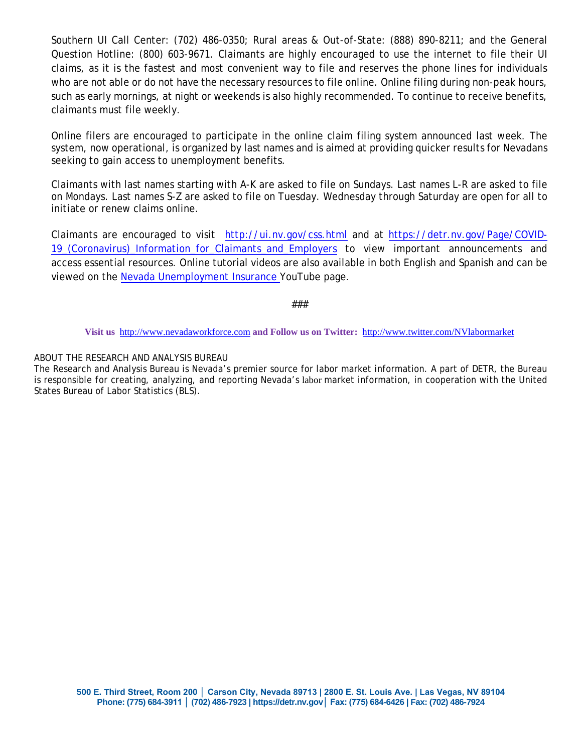Southern UI Call Center: (702) 486-0350; Rural areas & Out-of-State: (888) 890-8211; and the General Question Hotline: (800) 603-9671. Claimants are highly encouraged to use the internet to file their UI claims, as it is the fastest and most convenient way to file and reserves the phone lines for individuals who are not able or do not have the necessary resources to file online. Online filing during non-peak hours, such as early mornings, at night or weekends is also highly recommended. To continue to receive benefits, claimants must file weekly.

Online filers are encouraged to participate in the online claim filing system announced last week. The system, now operational, is organized by last names and is aimed at providing quicker results for Nevadans seeking to gain access to unemployment benefits.

Claimants with last names starting with A-K are asked to file on Sundays. Last names L-R are asked to file on Mondays. Last names S-Z are asked to file on Tuesday. Wednesday through Saturday are open for all to initiate or renew claims online.

Claimants are encouraged to visit http://ui.nv.gov/css.html and at https://detr.nv.gov/Page/COVID-19_(Coronavirus)_Information_for_Claimants_and_Employers to view important announcements and access essential resources. Online tutorial videos are also available in both English and Spanish and can be viewed on the Nevada Unemployment Insurance YouTube page.

###

**Visit us** http://www.nevadaworkforce.com **and Follow us on Twitter:** http://www.twitter.com/NVlabormarket

ABOUT THE RESEARCH AND ANALYSIS BUREAU

The Research and Analysis Bureau is Nevada's premier source for labor market information. A part of DETR, the Bureau is responsible for creating, analyzing, and reporting Nevada's labor market information, in cooperation with the United States Bureau of Labor Statistics (BLS).

**500 E. Third Street, Room 200 │ Carson City, Nevada 89713 | 2800 E. St. Louis Ave. | Las Vegas, NV 89104**
**Phone: (775) 684-3911 │ (702) 486-7923 | https://detr.nv.gov│ Fax: (775) 684-6426 | Fax: (702) 486-7924**